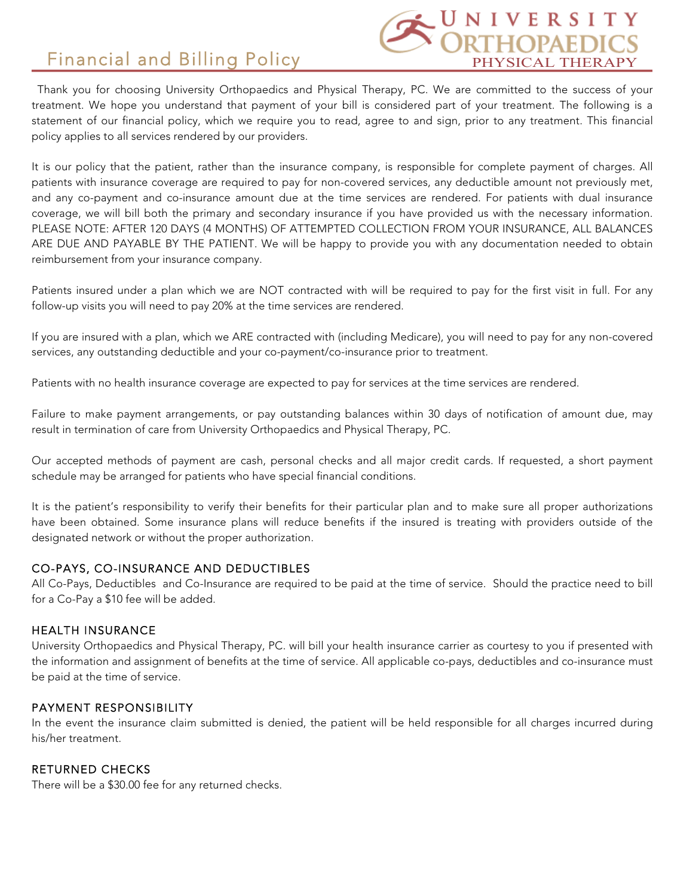# Financial and Billing Policy

UNIVERSITY ORTHOPAEDICS PHYSICAL THERAPY

Thank you for choosing University Orthopaedics and Physical Therapy, PC. We are committed to the success of your treatment. We hope you understand that payment of your bill is considered part of your treatment. The following is a statement of our financial policy, which we require you to read, agree to and sign, prior to any treatment. This financial policy applies to all services rendered by our providers.

It is our policy that the patient, rather than the insurance company, is responsible for complete payment of charges. All patients with insurance coverage are required to pay for non-covered services, any deductible amount not previously met, and any co-payment and co-insurance amount due at the time services are rendered. For patients with dual insurance coverage, we will bill both the primary and secondary insurance if you have provided us with the necessary information. PLEASE NOTE: AFTER 120 DAYS (4 MONTHS) OF ATTEMPTED COLLECTION FROM YOUR INSURANCE, ALL BALANCES ARE DUE AND PAYABLE BY THE PATIENT. We will be happy to provide you with any documentation needed to obtain reimbursement from your insurance company.

Patients insured under a plan which we are NOT contracted with will be required to pay for the first visit in full. For any follow-up visits you will need to pay 20% at the time services are rendered.

If you are insured with a plan, which we ARE contracted with (including Medicare), you will need to pay for any non-covered services, any outstanding deductible and your co-payment/co-insurance prior to treatment.

Patients with no health insurance coverage are expected to pay for services at the time services are rendered.

Failure to make payment arrangements, or pay outstanding balances within 30 days of notification of amount due, may result in termination of care from University Orthopaedics and Physical Therapy, PC.

Our accepted methods of payment are cash, personal checks and all major credit cards. If requested, a short payment schedule may be arranged for patients who have special financial conditions.

It is the patient's responsibility to verify their benefits for their particular plan and to make sure all proper authorizations have been obtained. Some insurance plans will reduce benefits if the insured is treating with providers outside of the designated network or without the proper authorization.

### CO-PAYS, CO-INSURANCE AND DEDUCTIBLES

All Co-Pays, Deductibles and Co-Insurance are required to be paid at the time of service. Should the practice need to bill for a Co-Pay a $10 fee will be added.

### HEALTH INSURANCE

University Orthopaedics and Physical Therapy, PC. will bill your health insurance carrier as courtesy to you if presented with the information and assignment of benefits at the time of service. All applicable co-pays, deductibles and co-insurance must be paid at the time of service.

### PAYMENT RESPONSIBILITY

In the event the insurance claim submitted is denied, the patient will be held responsible for all charges incurred during his/her treatment.

### RETURNED CHECKS

There will be a $30.00 fee for any returned checks.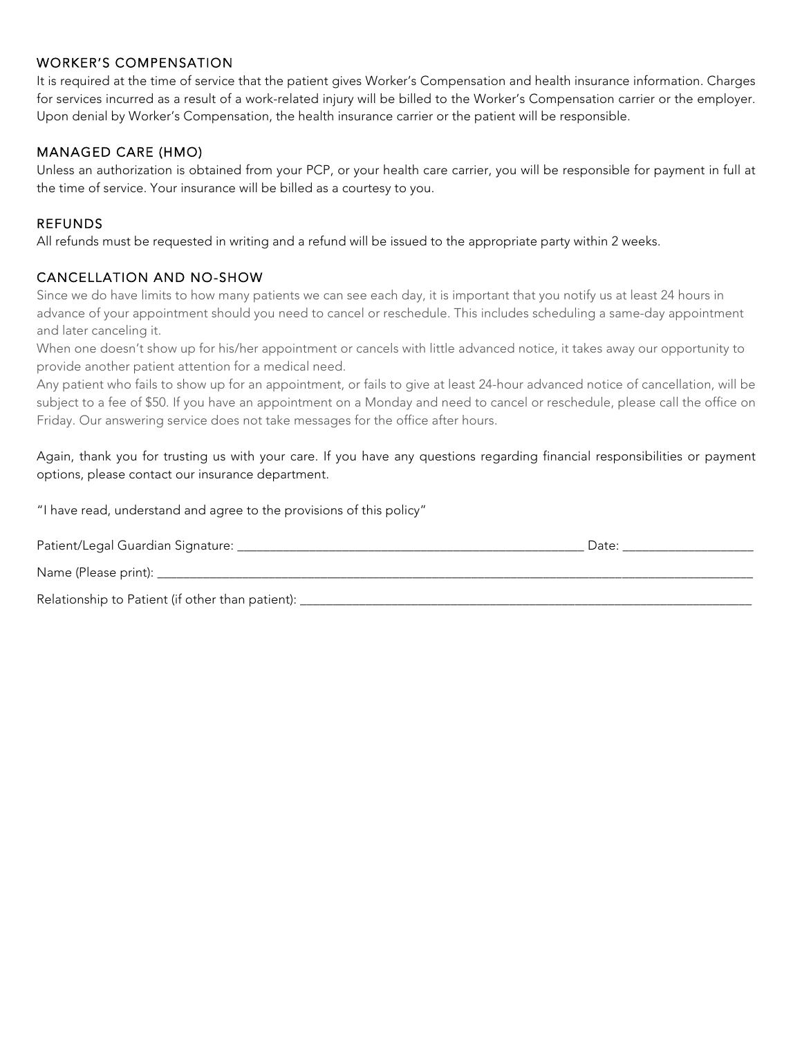## WORKER'S COMPENSATION

It is required at the time of service that the patient gives Worker's Compensation and health insurance information. Charges for services incurred as a result of a work-related injury will be billed to the Worker's Compensation carrier or the employer. Upon denial by Worker's Compensation, the health insurance carrier or the patient will be responsible.

## MANAGED CARE (HMO)

Unless an authorization is obtained from your PCP, or your health care carrier, you will be responsible for payment in full at the time of service. Your insurance will be billed as a courtesy to you.

## REFUNDS

All refunds must be requested in writing and a refund will be issued to the appropriate party within 2 weeks.

## CANCELLATION AND NO-SHOW

Since we do have limits to how many patients we can see each day, it is important that you notify us at least 24 hours in advance of your appointment should you need to cancel or reschedule. This includes scheduling a same-day appointment and later canceling it.

When one doesn't show up for his/her appointment or cancels with little advanced notice, it takes away our opportunity to provide another patient attention for a medical need.

Any patient who fails to show up for an appointment, or fails to give at least 24-hour advanced notice of cancellation, will be subject to a fee of $50. If you have an appointment on a Monday and need to cancel or reschedule, please call the office on Friday. Our answering service does not take messages for the office after hours.

Again, thank you for trusting us with your care. If you have any questions regarding financial responsibilities or payment options, please contact our insurance department.

"I have read, understand and agree to the provisions of this policy"

Patient/Legal Guardian Signature: ______________________________________________________ Date: ____________________

Name (Please print): ____________________________________________________________________________________________

Relationship to Patient (if other than patient): ___________________________________________________________________________